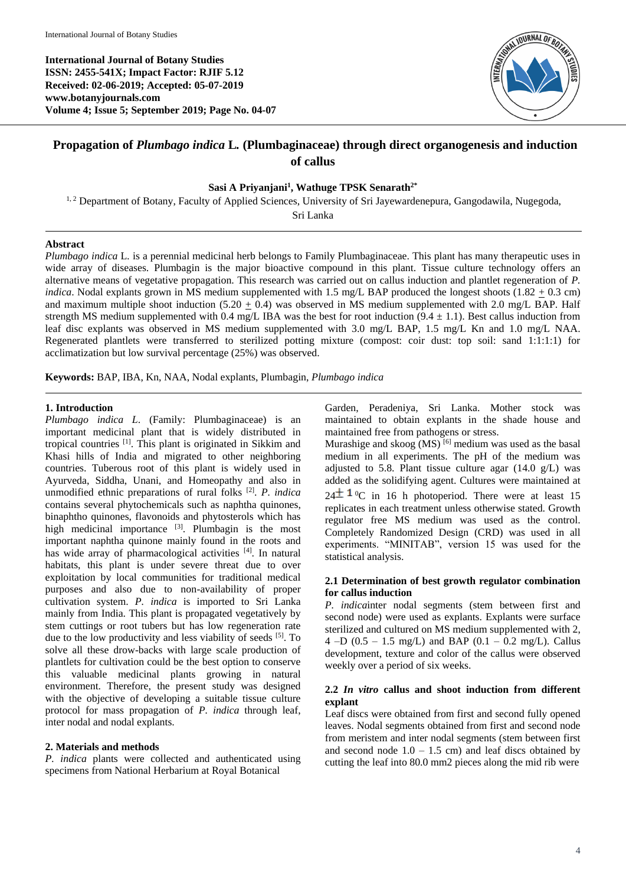International Journal of Botany Studies
ISSN: 2455-541X; Impact Factor: RJIF 5.12
Received: 02-06-2019; Accepted: 05-07-2019
www.botanyjournals.com

# Propagation of *Plumbago indica* L. (Plumbaginaceae) through direct organogenesis and induction of callus

**Sasi A Priyanjani[1], Wathuge TPSK Senarath[2*]**

[1, 2] Department of Botany, Faculty of Applied Sciences, University of Sri Jayewardenepura, Gangodawila, Nugegoda, Sri Lanka

---

**Abstract**

*Plumbago indica* L. is a perennial medicinal herb belongs to Family Plumbaginaceae. This plant has many therapeutic uses in wide array of diseases. Plumbagin is the major bioactive compound in this plant. Tissue culture technology offers an alternative means of vegetative propagation. This research was carried out on callus induction and plantlet regeneration of *P. indica*. Nodal explants grown in MS medium supplemented with 1.5 mg/L BAP produced the longest shoots (1.82 $\pm$ 0.3 cm) and maximum multiple shoot induction (5.20 $\pm$ 0.4) was observed in MS medium supplemented with 2.0 mg/L BAP. Half strength MS medium supplemented with 0.4 mg/L IBA was the best for root induction (9.4 $\pm$ 1.1). Best callus induction from leaf disc explants was observed in MS medium supplemented with 3.0 mg/L BAP, 1.5 mg/L Kn and 1.0 mg/L NAA. Regenerated plantlets were transferred to sterilized potting mixture (compost: coir dust: top soil: sand 1:1:1:1) for acclimatization but low survival percentage (25%) was observed.

**Keywords:** BAP, IBA, Kn, NAA, Nodal explants, Plumbagin, *Plumbago indica*

---

## 1. Introduction

*Plumbago indica L.* (Family: Plumbaginaceae) is an important medicinal plant that is widely distributed in tropical countries [1]. This plant is originated in Sikkim and Khasi hills of India and migrated to other neighboring countries. Tuberous root of this plant is widely used in Ayurveda, Siddha, Unani, and Homeopathy and also in unmodified ethnic preparations of rural folks [2]. *P. indica* contains several phytochemicals such as naphtha quinones, binaphtho quinones, flavonoids and phytosterols which has high medicinal importance [3]. Plumbagin is the most important naphtha quinone mainly found in the roots and has wide array of pharmacological activities [4]. In natural habitats, this plant is under severe threat due to over exploitation by local communities for traditional medical purposes and also due to non-availability of proper cultivation system. *P. indica* is imported to Sri Lanka mainly from India. This plant is propagated vegetatively by stem cuttings or root tubers but has low regeneration rate due to the low productivity and less viability of seeds [5]. To solve all these drow-backs with large scale production of plantlets for cultivation could be the best option to conserve this valuable medicinal plants growing in natural environment. Therefore, the present study was designed with the objective of developing a suitable tissue culture protocol for mass propagation of *P. indica* through leaf, inter nodal and nodal explants.

## 2. Materials and methods

*P. indica* plants were collected and authenticated using specimens from National Herbarium at Royal Botanical Garden, Peradeniya, Sri Lanka. Mother stock was maintained to obtain explants in the shade house and maintained free from pathogens or stress.

Murashige and skoog (MS) [6] medium was used as the basal medium in all experiments. The pH of the medium was adjusted to 5.8. Plant tissue culture agar (14.0 g/L) was added as the solidifying agent. Cultures were maintained at $24 \pm 1$ °C in 16 h photoperiod. There were at least 15 replicates in each treatment unless otherwise stated. Growth regulator free MS medium was used as the control. Completely Randomized Design (CRD) was used in all experiments. "MINITAB", version 15 was used for the statistical analysis.

### 2.1 Determination of best growth regulator combination for callus induction

*P. indica*inter nodal segments (stem between first and second node) were used as explants. Explants were surface sterilized and cultured on MS medium supplemented with 2, 4 –D (0.5 – 1.5 mg/L) and BAP (0.1 – 0.2 mg/L). Callus development, texture and color of the callus were observed weekly over a period of six weeks.

### 2.2 *In vitro* callus and shoot induction from different explant

Leaf discs were obtained from first and second fully opened leaves. Nodal segments obtained from first and second node from meristem and inter nodal segments (stem between first and second node 1.0 – 1.5 cm) and leaf discs obtained by cutting the leaf into 80.0 mm2 pieces along the mid rib were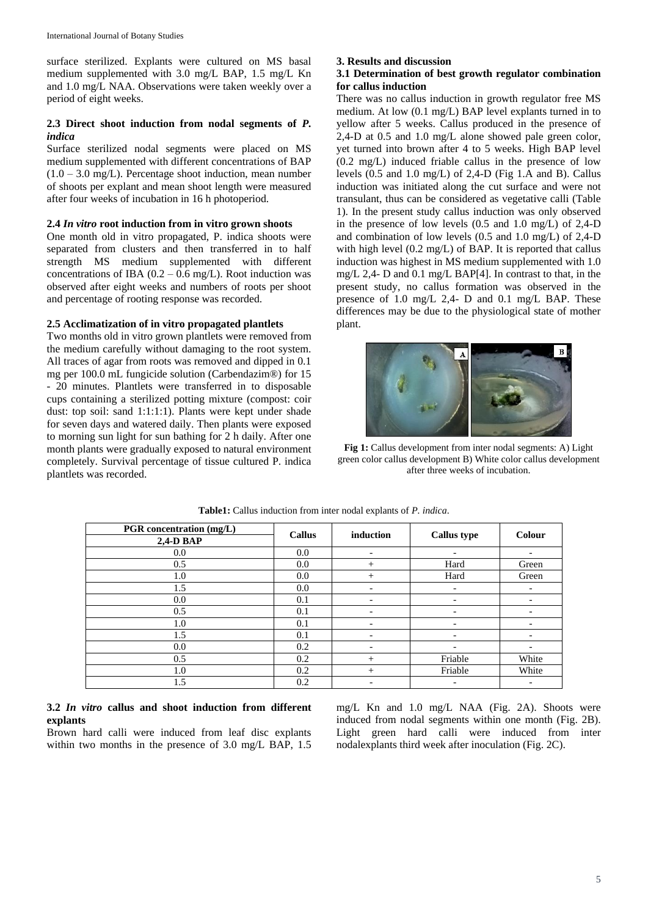surface sterilized. Explants were cultured on MS basal medium supplemented with 3.0 mg/L BAP, 1.5 mg/L Kn and 1.0 mg/L NAA. Observations were taken weekly over a period of eight weeks.

### 2.3 Direct shoot induction from nodal segments of *P. indica*

Surface sterilized nodal segments were placed on MS medium supplemented with different concentrations of BAP (1.0 – 3.0 mg/L). Percentage shoot induction, mean number of shoots per explant and mean shoot length were measured after four weeks of incubation in 16 h photoperiod.

### 2.4 *In vitro* root induction from in vitro grown shoots

One month old in vitro propagated, P. indica shoots were separated from clusters and then transferred in to half strength MS medium supplemented with different concentrations of IBA (0.2 – 0.6 mg/L). Root induction was observed after eight weeks and numbers of roots per shoot and percentage of rooting response was recorded.

### 2.5 Acclimatization of in vitro propagated plantlets

Two months old in vitro grown plantlets were removed from the medium carefully without damaging to the root system. All traces of agar from roots was removed and dipped in 0.1 mg per 100.0 mL fungicide solution (Carbendazim®) for 15 - 20 minutes. Plantlets were transferred in to disposable cups containing a sterilized potting mixture (compost: coir dust: top soil: sand 1:1:1:1). Plants were kept under shade for seven days and watered daily. Then plants were exposed to morning sun light for sun bathing for 2 h daily. After one month plants were gradually exposed to natural environment completely. Survival percentage of tissue cultured P. indica plantlets was recorded.

## 3. Results and discussion

### 3.1 Determination of best growth regulator combination for callus induction

There was no callus induction in growth regulator free MS medium. At low (0.1 mg/L) BAP level explants turned in to yellow after 5 weeks. Callus produced in the presence of 2,4-D at 0.5 and 1.0 mg/L alone showed pale green color, yet turned into brown after 4 to 5 weeks. High BAP level (0.2 mg/L) induced friable callus in the presence of low levels (0.5 and 1.0 mg/L) of 2,4-D (Fig 1.A and B). Callus induction was initiated along the cut surface and were not transulant, thus can be considered as vegetative calli (Table 1). In the present study callus induction was only observed in the presence of low levels (0.5 and 1.0 mg/L) of 2,4-D and combination of low levels (0.5 and 1.0 mg/L) of 2,4-D with high level (0.2 mg/L) of BAP. It is reported that callus induction was highest in MS medium supplemented with 1.0 mg/L 2,4- D and 0.1 mg/L BAP[4]. In contrast to that, in the present study, no callus formation was observed in the presence of 1.0 mg/L 2,4- D and 0.1 mg/L BAP. These differences may be due to the physiological state of mother plant.

**Fig 1:** Callus development from inter nodal segments: A) Light green color callus development B) White color callus development after three weeks of incubation.

**Table1:** Callus induction from inter nodal explants of *P. indica*.

| PGR concentration (mg/L) 2,4-D | BAP | Callus induction | Callus type | Colour |
|---|---|---|---|---|
| 0.0 | 0.0 | - | - | - |
| 0.5 | 0.0 | + | Hard | Green |
| 1.0 | 0.0 | + | Hard | Green |
| 1.5 | 0.0 | - | - | - |
| 0.0 | 0.1 | - | - | - |
| 0.5 | 0.1 | - | - | - |
| 1.0 | 0.1 | - | - | - |
| 1.5 | 0.1 | - | - | - |
| 0.0 | 0.2 | - | - | - |
| 0.5 | 0.2 | + | Friable | White |
| 1.0 | 0.2 | + | Friable | White |
| 1.5 | 0.2 | - | - | - |

### 3.2 *In vitro* callus and shoot induction from different explants

Brown hard calli were induced from leaf disc explants within two months in the presence of 3.0 mg/L BAP, 1.5 mg/L Kn and 1.0 mg/L NAA (Fig. 2A). Shoots were induced from nodal segments within one month (Fig. 2B). Light green hard calli were induced from inter nodalexplants third week after inoculation (Fig. 2C).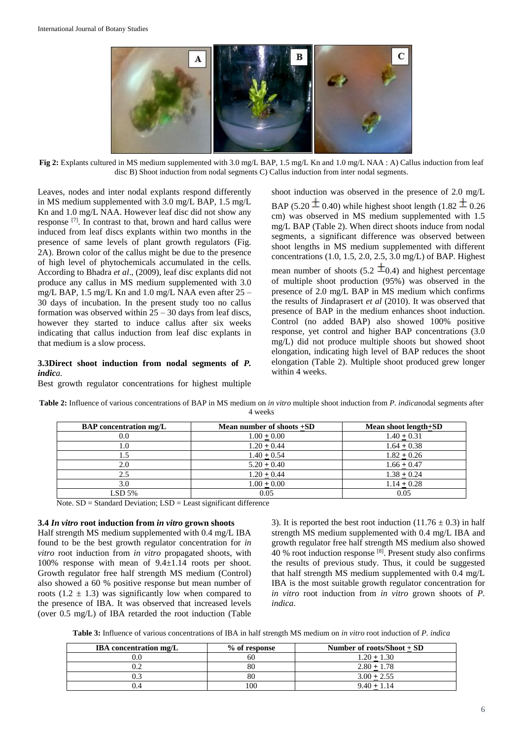**Fig 2:** Explants cultured in MS medium supplemented with 3.0 mg/L BAP, 1.5 mg/L Kn and 1.0 mg/L NAA : A) Callus induction from leaf disc B) Shoot induction from nodal segments C) Callus induction from inter nodal segments.

Leaves, nodes and inter nodal explants respond differently in MS medium supplemented with 3.0 mg/L BAP, 1.5 mg/L Kn and 1.0 mg/L NAA. However leaf disc did not show any response [7]. In contrast to that, brown and hard callus were induced from leaf discs explants within two months in the presence of same levels of plant growth regulators (Fig. 2A). Brown color of the callus might be due to the presence of high level of phytochemicals accumulated in the cells. According to Bhadra *et al*., (2009), leaf disc explants did not produce any callus in MS medium supplemented with 3.0 mg/L BAP, 1.5 mg/L Kn and 1.0 mg/L NAA even after 25 – 30 days of incubation. In the present study too no callus formation was observed within 25 – 30 days from leaf discs, however they started to induce callus after six weeks indicating that callus induction from leaf disc explants in that medium is a slow process.

### 3.3Direct shoot induction from nodal segments of *P. indica.*

Best growth regulator concentrations for highest multiple shoot induction was observed in the presence of 2.0 mg/L BAP (5.20 ± 0.40) while highest shoot length (1.82 ± 0.26 cm) was observed in MS medium supplemented with 1.5 mg/L BAP (Table 2). When direct shoots induce from nodal segments, a significant difference was observed between shoot lengths in MS medium supplemented with different concentrations (1.0, 1.5, 2.0, 2.5, 3.0 mg/L) of BAP. Highest mean number of shoots (5.2 ±0.4) and highest percentage of multiple shoot production (95%) was observed in the presence of 2.0 mg/L BAP in MS medium which confirms the results of Jindaprasert *et al* (2010). It was observed that presence of BAP in the medium enhances shoot induction. Control (no added BAP) also showed 100% positive response, yet control and higher BAP concentrations (3.0 mg/L) did not produce multiple shoots but showed shoot elongation, indicating high level of BAP reduces the shoot elongation (Table 2). Multiple shoot produced grew longer within 4 weeks.

**Table 2:** Influence of various concentrations of BAP in MS medium on *in vitro* multiple shoot induction from *P. indica*nodal segments after 4 weeks

| BAP concentration mg/L | Mean number of shoots ±SD | Mean shoot length±SD |
|---|---|---|
| 0.0 | 1.00 ± 0.00 | 1.40 ± 0.31 |
| 1.0 | 1.20 ± 0.44 | 1.64 ± 0.38 |
| 1.5 | 1.40 ± 0.54 | 1.82 ± 0.26 |
| 2.0 | 5.20 ± 0.40 | 1.66 ± 0.47 |
| 2.5 | 1.20 ± 0.44 | 1.38 ± 0.24 |
| 3.0 | 1.00 ± 0.00 | 1.14 ± 0.28 |
| LSD 5% | 0.05 | 0.05 |

Note. SD = Standard Deviation; LSD = Least significant difference

### 3.4 *In vitro* root induction from *in vitro* grown shoots

Half strength MS medium supplemented with 0.4 mg/L IBA found to be the best growth regulator concentration for *in vitro* root induction from *in vitro* propagated shoots, with 100% response with mean of 9.4±1.14 roots per shoot. Growth regulator free half strength MS medium (Control) also showed a 60 % positive response but mean number of roots (1.2 ± 1.3) was significantly low when compared to the presence of IBA. It was observed that increased levels (over 0.5 mg/L) of IBA retarded the root induction (Table 3). It is reported the best root induction (11.76 ± 0.3) in half strength MS medium supplemented with 0.4 mg/L IBA and growth regulator free half strength MS medium also showed 40 % root induction response [8]. Present study also confirms the results of previous study. Thus, it could be suggested that half strength MS medium supplemented with 0.4 mg/L IBA is the most suitable growth regulator concentration for *in vitro* root induction from *in vitro* grown shoots of *P. indica*.

**Table 3:** Influence of various concentrations of IBA in half strength MS medium on *in vitro* root induction of *P. indica*

| IBA concentration mg/L | % of response | Number of roots/Shoot ± SD |
|---|---|---|
| 0.0 | 60 | 1.20 ± 1.30 |
| 0.2 | 80 | 2.80 ± 1.78 |
| 0.3 | 80 | 3.00 ± 2.55 |
| 0.4 | 100 | 9.40 ± 1.14 |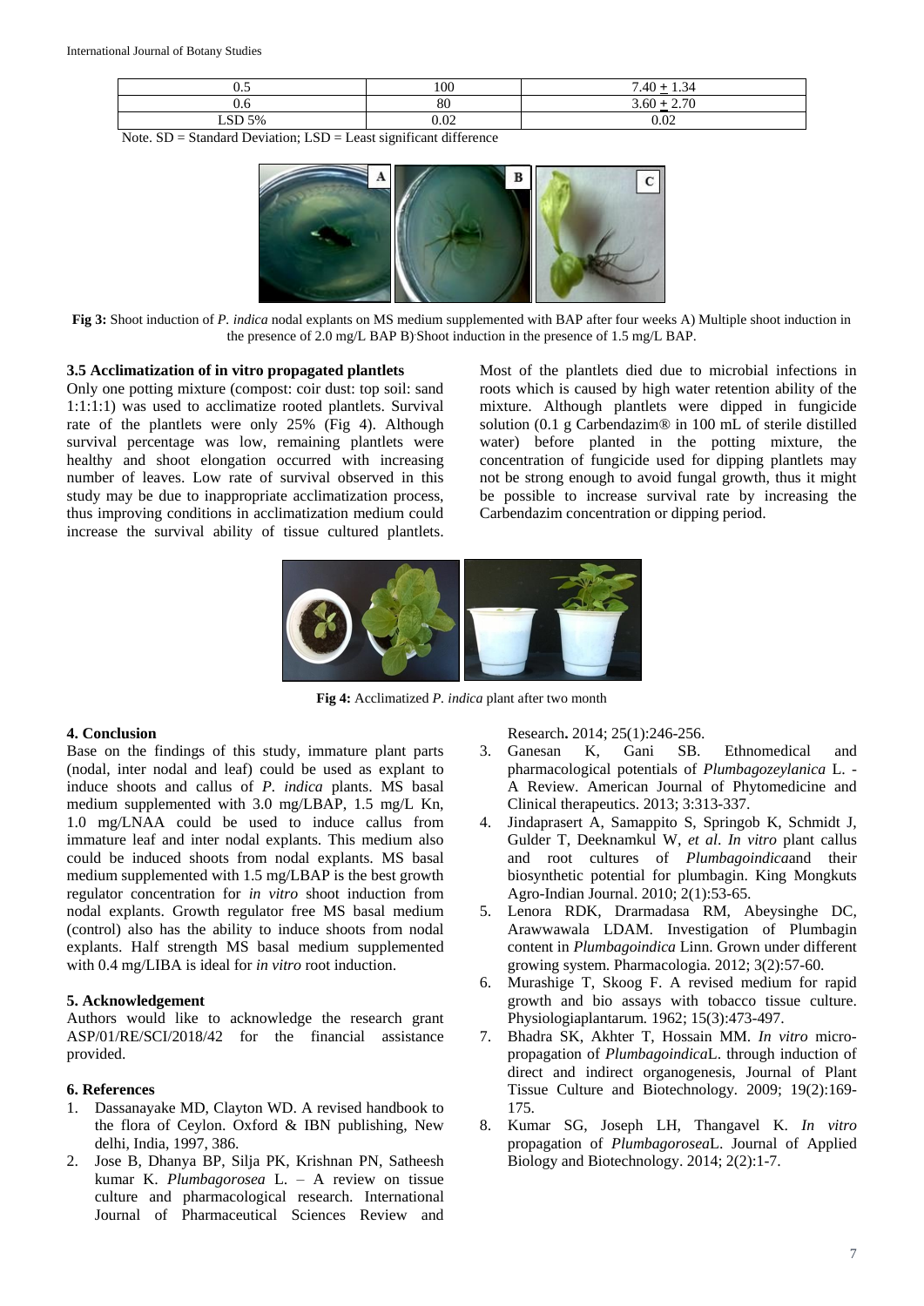| | | |
|---|---|---|
| 0.5 | 100 | 7.40 ± 1.34 |
| 0.6 | 80 | 3.60 ± 2.70 |
| LSD 5% | 0.02 | 0.02 |

Note. SD = Standard Deviation; LSD = Least significant difference

**Fig 3:** Shoot induction of *P. indica* nodal explants on MS medium supplemented with BAP after four weeks A) Multiple shoot induction in the presence of 2.0 mg/L BAP B) Shoot induction in the presence of 1.5 mg/L BAP.

### 3.5 Acclimatization of in vitro propagated plantlets

Only one potting mixture (compost: coir dust: top soil: sand 1:1:1:1) was used to acclimatize rooted plantlets. Survival rate of the plantlets were only 25% (Fig 4). Although survival percentage was low, remaining plantlets were healthy and shoot elongation occurred with increasing number of leaves. Low rate of survival observed in this study may be due to inappropriate acclimatization process, thus improving conditions in acclimatization medium could increase the survival ability of tissue cultured plantlets. Most of the plantlets died due to microbial infections in roots which is caused by high water retention ability of the mixture. Although plantlets were dipped in fungicide solution (0.1 g Carbendazim® in 100 mL of sterile distilled water) before planted in the potting mixture, the concentration of fungicide used for dipping plantlets may not be strong enough to avoid fungal growth, thus it might be possible to increase survival rate by increasing the Carbendazim concentration or dipping period.

**Fig 4:** Acclimatized *P. indica* plant after two month

## 4. Conclusion

Base on the findings of this study, immature plant parts (nodal, inter nodal and leaf) could be used as explant to induce shoots and callus of *P. indica* plants. MS basal medium supplemented with 3.0 mg/LBAP, 1.5 mg/L Kn, 1.0 mg/LNAA could be used to induce callus from immature leaf and inter nodal explants. This medium also could be induced shoots from nodal explants. MS basal medium supplemented with 1.5 mg/LBAP is the best growth regulator concentration for *in vitro* shoot induction from nodal explants. Growth regulator free MS basal medium (control) also has the ability to induce shoots from nodal explants. Half strength MS basal medium supplemented with 0.4 mg/LIBA is ideal for *in vitro* root induction.

## 5. Acknowledgement

Authors would like to acknowledge the research grant ASP/01/RE/SCI/2018/42 for the financial assistance provided.

## 6. References

1. Dassanayake MD, Clayton WD. A revised handbook to the flora of Ceylon. Oxford & IBN publishing, New delhi, India, 1997, 386.
2. Jose B, Dhanya BP, Silja PK, Krishnan PN, Satheesh kumar K. *Plumbagorosea* L. – A review on tissue culture and pharmacological research. International Journal of Pharmaceutical Sciences Review and Research**.** 2014; 25(1):246-256.
3. Ganesan K, Gani SB. Ethnomedical and pharmacological potentials of *Plumbagozeylanica* L. - A Review. American Journal of Phytomedicine and Clinical therapeutics. 2013; 3:313-337.
4. Jindaprasert A, Samappito S, Springob K, Schmidt J, Gulder T, Deeknamkul W, *et al*. *In vitro* plant callus and root cultures of *Plumbagoindica*and their biosynthetic potential for plumbagin. King Mongkuts Agro-Indian Journal. 2010; 2(1):53-65.
5. Lenora RDK, Drarmadasa RM, Abeysinghe DC, Arawwawala LDAM. Investigation of Plumbagin content in *Plumbagoindica* Linn. Grown under different growing system. Pharmacologia. 2012; 3(2):57-60.
6. Murashige T, Skoog F. A revised medium for rapid growth and bio assays with tobacco tissue culture. Physiologiaplantarum. 1962; 15(3):473-497.
7. Bhadra SK, Akhter T, Hossain MM. *In vitro* micro-propagation of *Plumbagoindica*L. through induction of direct and indirect organogenesis, Journal of Plant Tissue Culture and Biotechnology. 2009; 19(2):169-175.
8. Kumar SG, Joseph LH, Thangavel K. *In vitro* propagation of *Plumbagorosea*L. Journal of Applied Biology and Biotechnology. 2014; 2(2):1-7.